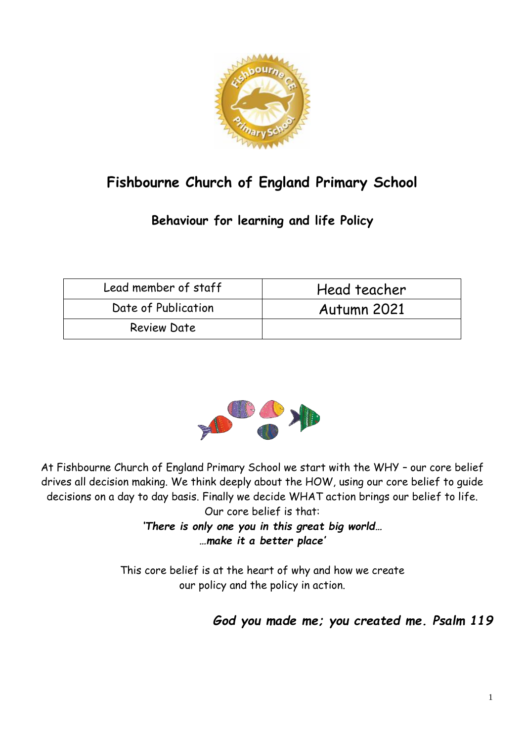# Fishbourne Church of England Primary School

## Behaviour for learning and life Policy

| Lead member of staff | Head teacher |
| --- | --- |
| Date of Publication | Autumn 2021 |
| Review Date | |

At Fishbourne Church of England Primary School we start with the WHY – our core belief drives all decision making. We think deeply about the HOW, using our core belief to guide decisions on a day to day basis. Finally we decide WHAT action brings our belief to life. Our core belief is that:

***'There is only one you in this great big world…***
***…make it a better place'***

This core belief is at the heart of why and how we create our policy and the policy in action.

***God you made me; you created me. Psalm 119***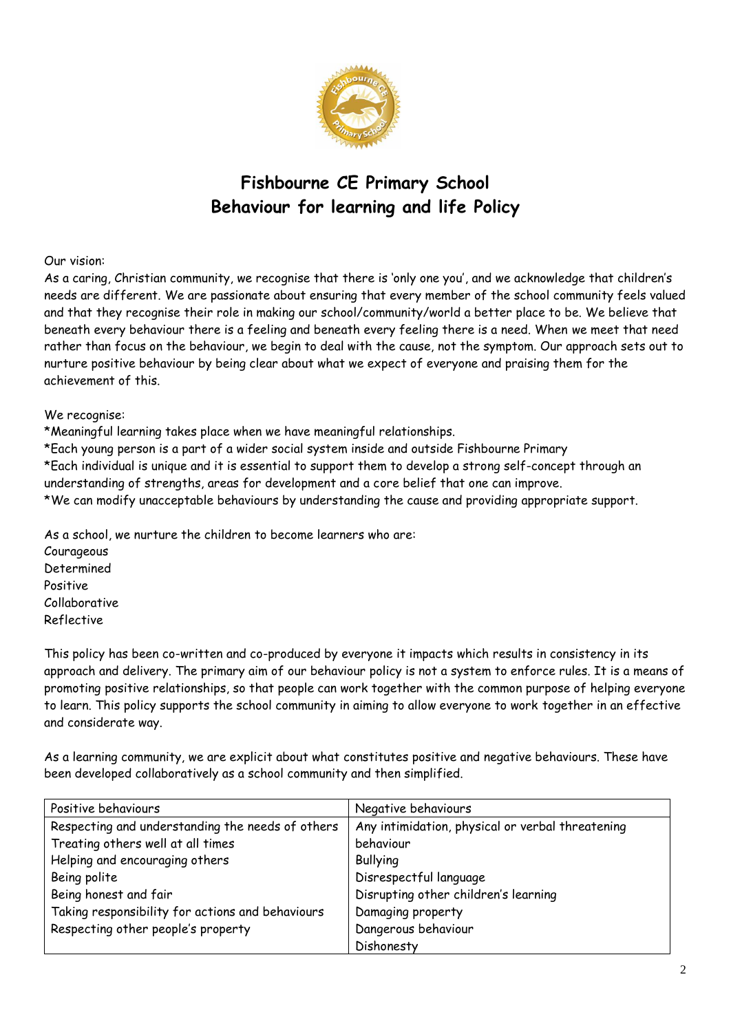# Fishbourne CE Primary School
# Behaviour for learning and life Policy

Our vision:
As a caring, Christian community, we recognise that there is 'only one you', and we acknowledge that children's needs are different. We are passionate about ensuring that every member of the school community feels valued and that they recognise their role in making our school/community/world a better place to be. We believe that beneath every behaviour there is a feeling and beneath every feeling there is a need. When we meet that need rather than focus on the behaviour, we begin to deal with the cause, not the symptom. Our approach sets out to nurture positive behaviour by being clear about what we expect of everyone and praising them for the achievement of this.

We recognise:
*Meaningful learning takes place when we have meaningful relationships.
*Each young person is a part of a wider social system inside and outside Fishbourne Primary
*Each individual is unique and it is essential to support them to develop a strong self-concept through an understanding of strengths, areas for development and a core belief that one can improve.
*We can modify unacceptable behaviours by understanding the cause and providing appropriate support.

As a school, we nurture the children to become learners who are:
Courageous
Determined
Positive
Collaborative
Reflective

This policy has been co-written and co-produced by everyone it impacts which results in consistency in its approach and delivery. The primary aim of our behaviour policy is not a system to enforce rules. It is a means of promoting positive relationships, so that people can work together with the common purpose of helping everyone to learn. This policy supports the school community in aiming to allow everyone to work together in an effective and considerate way.

As a learning community, we are explicit about what constitutes positive and negative behaviours. These have been developed collaboratively as a school community and then simplified.

| Positive behaviours | Negative behaviours |
|---|---|
| Respecting and understanding the needs of others<br>Treating others well at all times<br>Helping and encouraging others<br>Being polite<br>Being honest and fair<br>Taking responsibility for actions and behaviours<br>Respecting other people's property | Any intimidation, physical or verbal threatening behaviour<br>Bullying<br>Disrespectful language<br>Disrupting other children's learning<br>Damaging property<br>Dangerous behaviour<br>Dishonesty |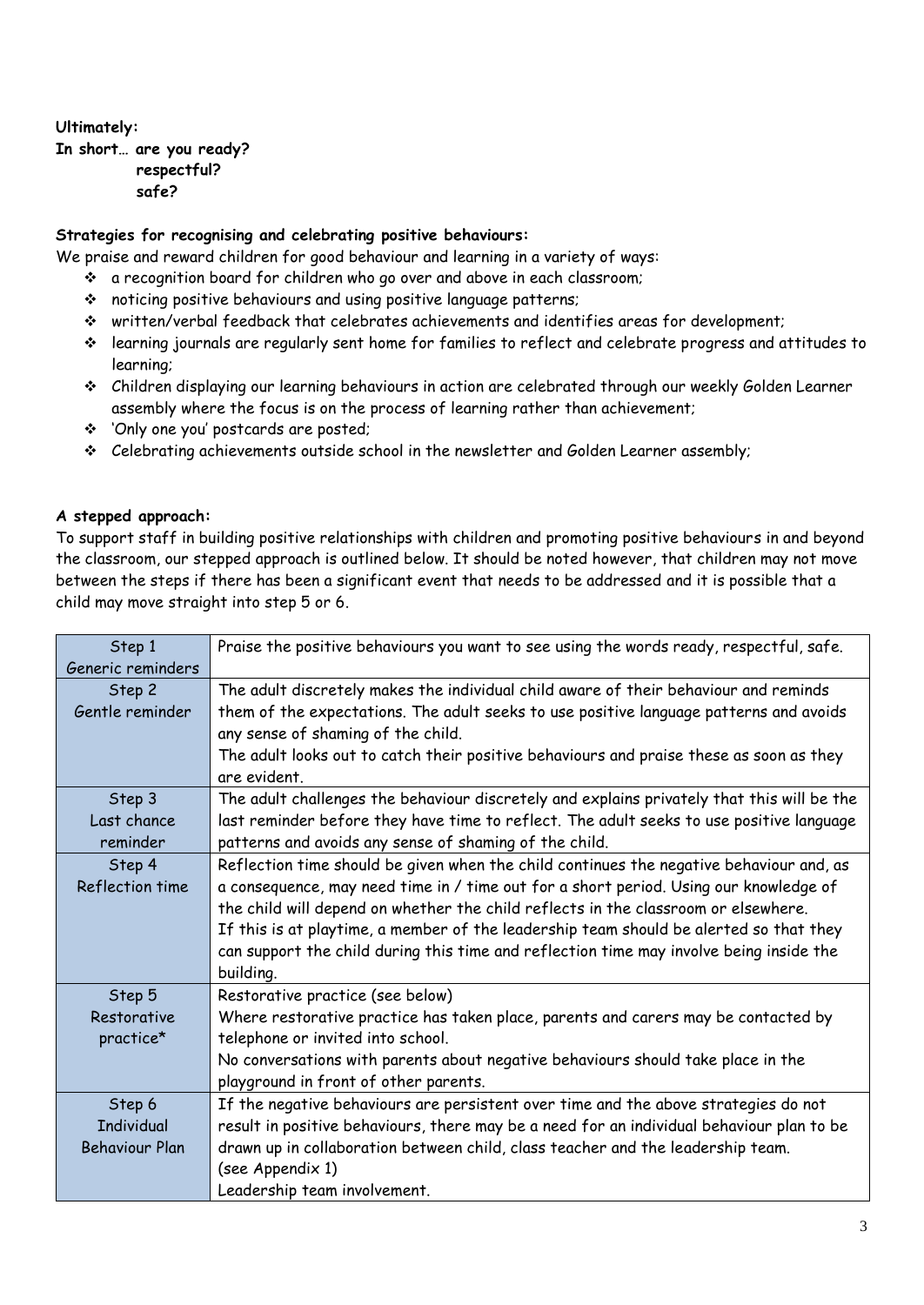**Ultimately:**
**In short… are you ready?**
**respectful?**
**safe?**

**Strategies for recognising and celebrating positive behaviours:**

We praise and reward children for good behaviour and learning in a variety of ways:

- a recognition board for children who go over and above in each classroom;
- noticing positive behaviours and using positive language patterns;
- written/verbal feedback that celebrates achievements and identifies areas for development;
- learning journals are regularly sent home for families to reflect and celebrate progress and attitudes to learning;
- Children displaying our learning behaviours in action are celebrated through our weekly Golden Learner assembly where the focus is on the process of learning rather than achievement;
- 'Only one you' postcards are posted;
- Celebrating achievements outside school in the newsletter and Golden Learner assembly;

**A stepped approach:**

To support staff in building positive relationships with children and promoting positive behaviours in and beyond the classroom, our stepped approach is outlined below. It should be noted however, that children may not move between the steps if there has been a significant event that needs to be addressed and it is possible that a child may move straight into step 5 or 6.

| | |
|---|---|
| Step 1<br>Generic reminders | Praise the positive behaviours you want to see using the words ready, respectful, safe. |
| Step 2<br>Gentle reminder | The adult discretely makes the individual child aware of their behaviour and reminds them of the expectations. The adult seeks to use positive language patterns and avoids any sense of shaming of the child.<br>The adult looks out to catch their positive behaviours and praise these as soon as they are evident. |
| Step 3<br>Last chance reminder | The adult challenges the behaviour discretely and explains privately that this will be the last reminder before they have time to reflect. The adult seeks to use positive language patterns and avoids any sense of shaming of the child. |
| Step 4<br>Reflection time | Reflection time should be given when the child continues the negative behaviour and, as a consequence, may need time in / time out for a short period. Using our knowledge of the child will depend on whether the child reflects in the classroom or elsewhere.<br>If this is at playtime, a member of the leadership team should be alerted so that they can support the child during this time and reflection time may involve being inside the building. |
| Step 5<br>Restorative practice* | Restorative practice (see below)<br>Where restorative practice has taken place, parents and carers may be contacted by telephone or invited into school.<br>No conversations with parents about negative behaviours should take place in the playground in front of other parents. |
| Step 6<br>Individual Behaviour Plan | If the negative behaviours are persistent over time and the above strategies do not result in positive behaviours, there may be a need for an individual behaviour plan to be drawn up in collaboration between child, class teacher and the leadership team.<br>(see Appendix 1)<br>Leadership team involvement. |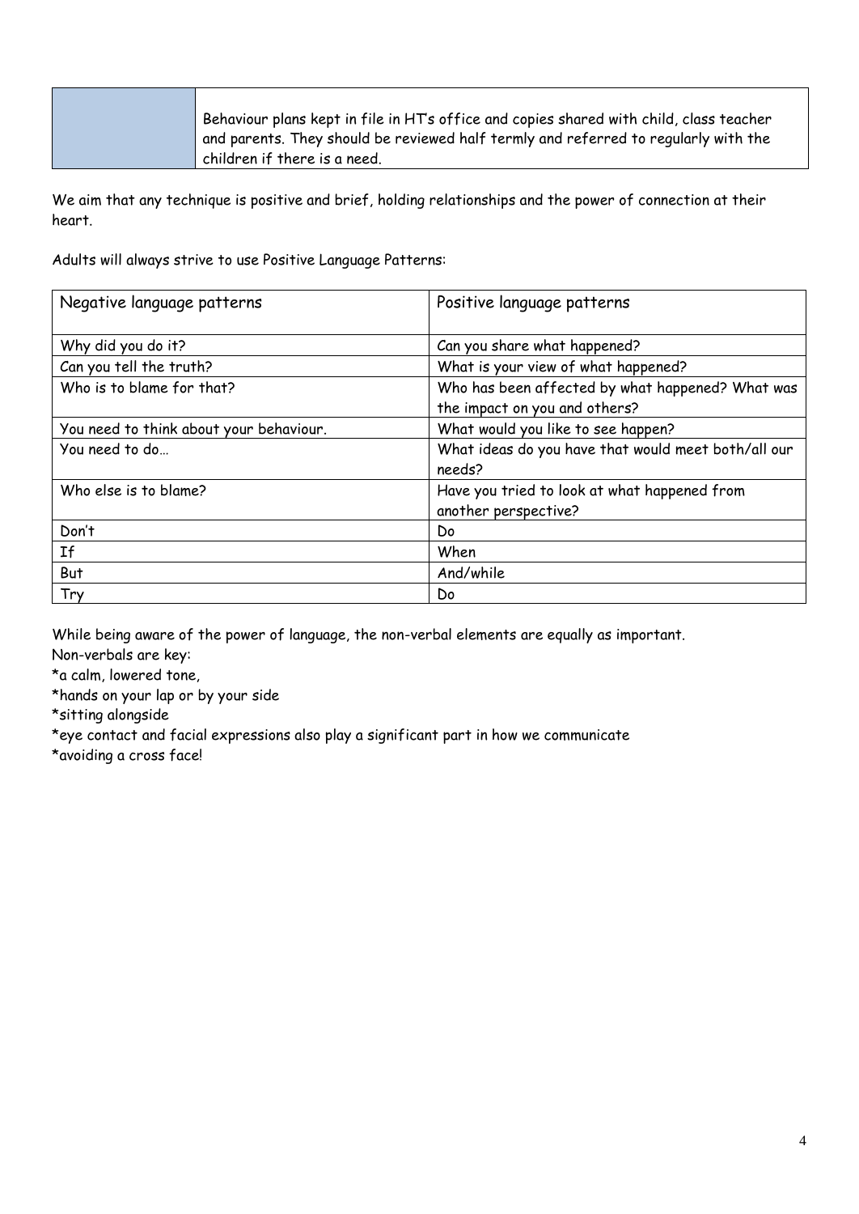| | Behaviour plans kept in file in HT's office and copies shared with child, class teacher and parents. They should be reviewed half termly and referred to regularly with the children if there is a need. |
|---|---|

We aim that any technique is positive and brief, holding relationships and the power of connection at their heart.

Adults will always strive to use Positive Language Patterns:

| Negative language patterns | Positive language patterns |
|---|---|
| Why did you do it? | Can you share what happened? |
| Can you tell the truth? | What is your view of what happened? |
| Who is to blame for that? | Who has been affected by what happened? What was the impact on you and others? |
| You need to think about your behaviour. | What would you like to see happen? |
| You need to do… | What ideas do you have that would meet both/all our needs? |
| Who else is to blame? | Have you tried to look at what happened from another perspective? |
| Don't | Do |
| If | When |
| But | And/while |
| Try | Do |

While being aware of the power of language, the non-verbal elements are equally as important.
Non-verbals are key:
*a calm, lowered tone,
*hands on your lap or by your side
*sitting alongside
*eye contact and facial expressions also play a significant part in how we communicate
*avoiding a cross face!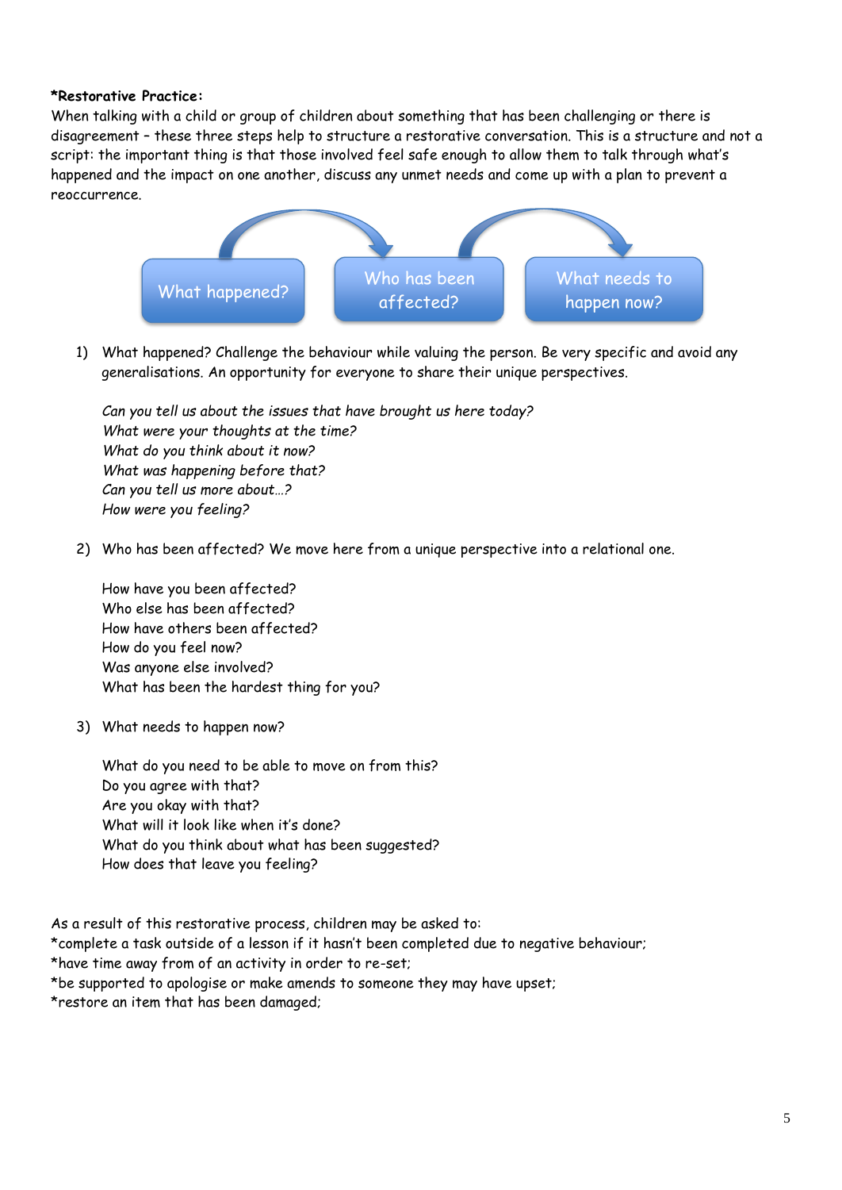**\*Restorative Practice:**

When talking with a child or group of children about something that has been challenging or there is disagreement – these three steps help to structure a restorative conversation. This is a structure and not a script: the important thing is that those involved feel safe enough to allow them to talk through what's happened and the impact on one another, discuss any unmet needs and come up with a plan to prevent a reoccurrence.

What happened? → Who has been affected? → What needs to happen now?

1) What happened? Challenge the behaviour while valuing the person. Be very specific and avoid any generalisations. An opportunity for everyone to share their unique perspectives.

   *Can you tell us about the issues that have brought us here today?*
   *What were your thoughts at the time?*
   *What do you think about it now?*
   *What was happening before that?*
   *Can you tell us more about…?*
   *How were you feeling?*

2) Who has been affected? We move here from a unique perspective into a relational one.

   How have you been affected?
   Who else has been affected?
   How have others been affected?
   How do you feel now?
   Was anyone else involved?
   What has been the hardest thing for you?

3) What needs to happen now?

   What do you need to be able to move on from this?
   Do you agree with that?
   Are you okay with that?
   What will it look like when it's done?
   What do you think about what has been suggested?
   How does that leave you feeling?

As a result of this restorative process, children may be asked to:
*complete a task outside of a lesson if it hasn't been completed due to negative behaviour;
*have time away from of an activity in order to re-set;
*be supported to apologise or make amends to someone they may have upset;
*restore an item that has been damaged;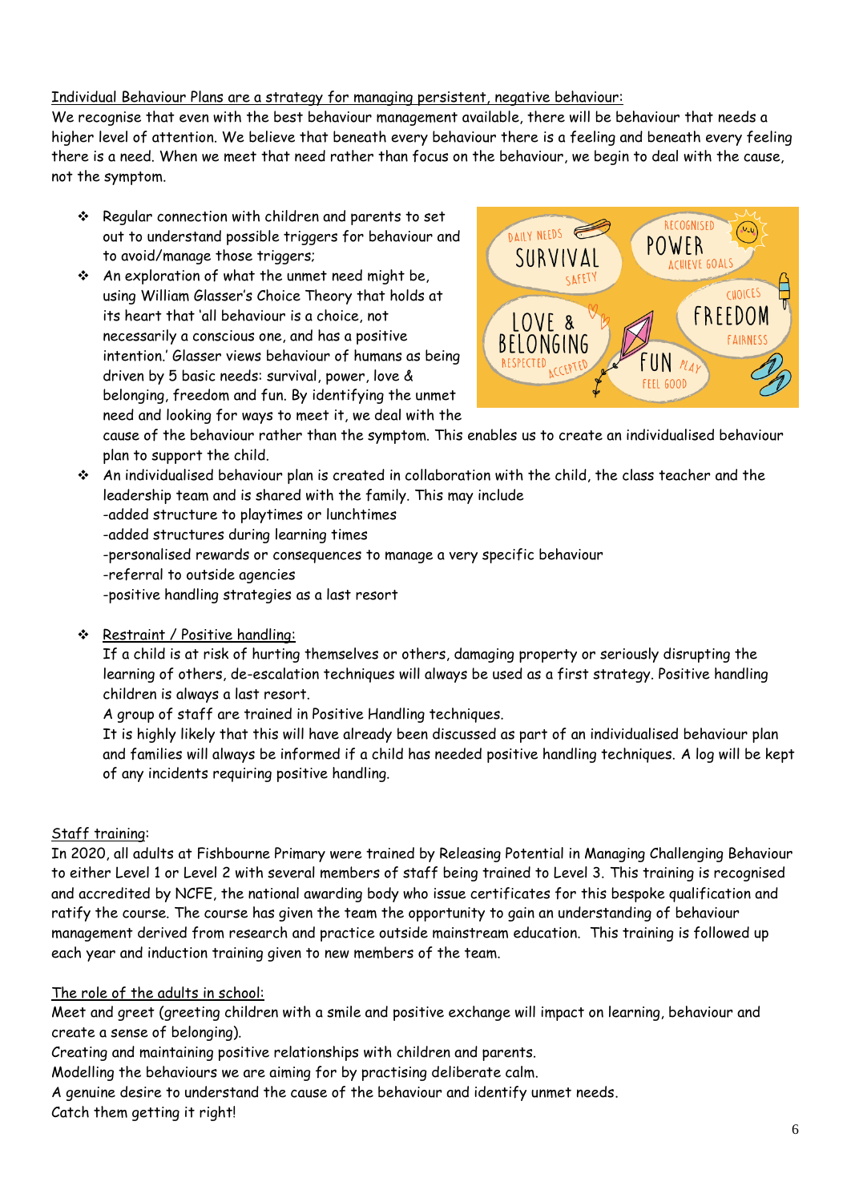Individual Behaviour Plans are a strategy for managing persistent, negative behaviour:

We recognise that even with the best behaviour management available, there will be behaviour that needs a higher level of attention. We believe that beneath every behaviour there is a feeling and beneath every feeling there is a need. When we meet that need rather than focus on the behaviour, we begin to deal with the cause, not the symptom.

- Regular connection with children and parents to set out to understand possible triggers for behaviour and to avoid/manage those triggers;
- An exploration of what the unmet need might be, using William Glasser's Choice Theory that holds at its heart that 'all behaviour is a choice, not necessarily a conscious one, and has a positive intention.' Glasser views behaviour of humans as being driven by 5 basic needs: survival, power, love & belonging, freedom and fun. By identifying the unmet need and looking for ways to meet it, we deal with the cause of the behaviour rather than the symptom. This enables us to create an individualised behaviour plan to support the child.
- An individualised behaviour plan is created in collaboration with the child, the class teacher and the leadership team and is shared with the family. This may include
  -added structure to playtimes or lunchtimes
  -added structures during learning times
  -personalised rewards or consequences to manage a very specific behaviour
  -referral to outside agencies
  -positive handling strategies as a last resort

- Restraint / Positive handling:
  If a child is at risk of hurting themselves or others, damaging property or seriously disrupting the learning of others, de-escalation techniques will always be used as a first strategy. Positive handling children is always a last resort.
  A group of staff are trained in Positive Handling techniques.
  It is highly likely that this will have already been discussed as part of an individualised behaviour plan and families will always be informed if a child has needed positive handling techniques. A log will be kept of any incidents requiring positive handling.

Staff training:

In 2020, all adults at Fishbourne Primary were trained by Releasing Potential in Managing Challenging Behaviour to either Level 1 or Level 2 with several members of staff being trained to Level 3. This training is recognised and accredited by NCFE, the national awarding body who issue certificates for this bespoke qualification and ratify the course. The course has given the team the opportunity to gain an understanding of behaviour management derived from research and practice outside mainstream education. This training is followed up each year and induction training given to new members of the team.

The role of the adults in school:

Meet and greet (greeting children with a smile and positive exchange will impact on learning, behaviour and create a sense of belonging).
Creating and maintaining positive relationships with children and parents.
Modelling the behaviours we are aiming for by practising deliberate calm.
A genuine desire to understand the cause of the behaviour and identify unmet needs.
Catch them getting it right!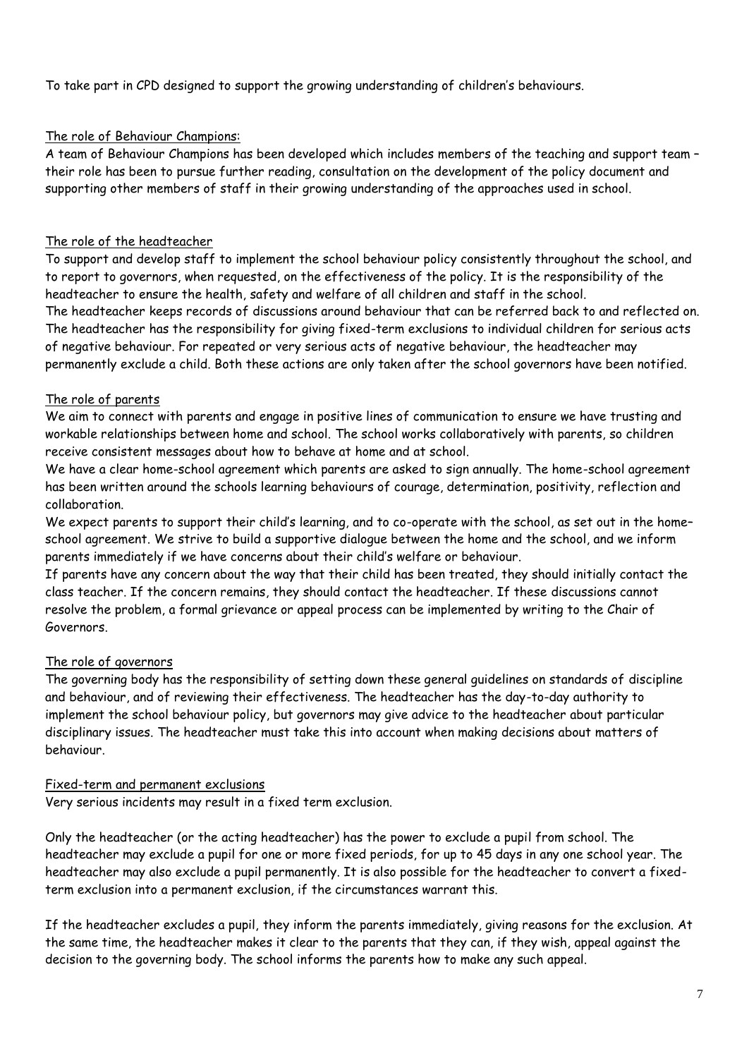To take part in CPD designed to support the growing understanding of children's behaviours.

<u>The role of Behaviour Champions:</u>

A team of Behaviour Champions has been developed which includes members of the teaching and support team – their role has been to pursue further reading, consultation on the development of the policy document and supporting other members of staff in their growing understanding of the approaches used in school.

<u>The role of the headteacher</u>

To support and develop staff to implement the school behaviour policy consistently throughout the school, and to report to governors, when requested, on the effectiveness of the policy. It is the responsibility of the headteacher to ensure the health, safety and welfare of all children and staff in the school.

The headteacher keeps records of discussions around behaviour that can be referred back to and reflected on. The headteacher has the responsibility for giving fixed-term exclusions to individual children for serious acts of negative behaviour. For repeated or very serious acts of negative behaviour, the headteacher may permanently exclude a child. Both these actions are only taken after the school governors have been notified.

<u>The role of parents</u>

We aim to connect with parents and engage in positive lines of communication to ensure we have trusting and workable relationships between home and school. The school works collaboratively with parents, so children receive consistent messages about how to behave at home and at school.

We have a clear home-school agreement which parents are asked to sign annually. The home-school agreement has been written around the schools learning behaviours of courage, determination, positivity, reflection and collaboration.

We expect parents to support their child's learning, and to co-operate with the school, as set out in the home–school agreement. We strive to build a supportive dialogue between the home and the school, and we inform parents immediately if we have concerns about their child's welfare or behaviour.

If parents have any concern about the way that their child has been treated, they should initially contact the class teacher. If the concern remains, they should contact the headteacher. If these discussions cannot resolve the problem, a formal grievance or appeal process can be implemented by writing to the Chair of Governors.

<u>The role of governors</u>

The governing body has the responsibility of setting down these general guidelines on standards of discipline and behaviour, and of reviewing their effectiveness. The headteacher has the day-to-day authority to implement the school behaviour policy, but governors may give advice to the headteacher about particular disciplinary issues. The headteacher must take this into account when making decisions about matters of behaviour.

<u>Fixed-term and permanent exclusions</u>

Very serious incidents may result in a fixed term exclusion.

Only the headteacher (or the acting headteacher) has the power to exclude a pupil from school. The headteacher may exclude a pupil for one or more fixed periods, for up to 45 days in any one school year. The headteacher may also exclude a pupil permanently. It is also possible for the headteacher to convert a fixed-term exclusion into a permanent exclusion, if the circumstances warrant this.

If the headteacher excludes a pupil, they inform the parents immediately, giving reasons for the exclusion. At the same time, the headteacher makes it clear to the parents that they can, if they wish, appeal against the decision to the governing body. The school informs the parents how to make any such appeal.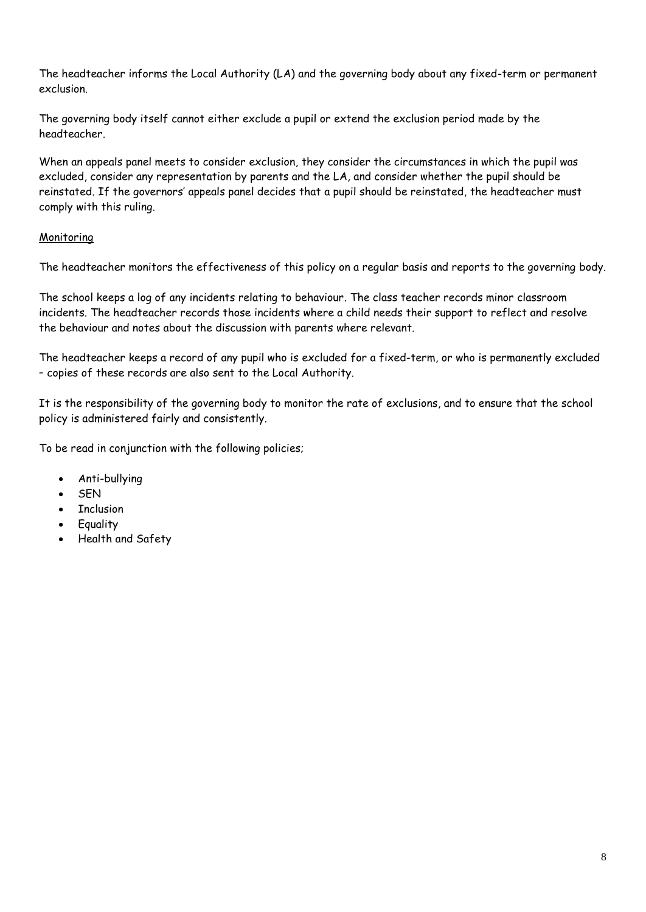The headteacher informs the Local Authority (LA) and the governing body about any fixed-term or permanent exclusion.

The governing body itself cannot either exclude a pupil or extend the exclusion period made by the headteacher.

When an appeals panel meets to consider exclusion, they consider the circumstances in which the pupil was excluded, consider any representation by parents and the LA, and consider whether the pupil should be reinstated. If the governors' appeals panel decides that a pupil should be reinstated, the headteacher must comply with this ruling.

<u>Monitoring</u>

The headteacher monitors the effectiveness of this policy on a regular basis and reports to the governing body.

The school keeps a log of any incidents relating to behaviour. The class teacher records minor classroom incidents. The headteacher records those incidents where a child needs their support to reflect and resolve the behaviour and notes about the discussion with parents where relevant.

The headteacher keeps a record of any pupil who is excluded for a fixed-term, or who is permanently excluded – copies of these records are also sent to the Local Authority.

It is the responsibility of the governing body to monitor the rate of exclusions, and to ensure that the school policy is administered fairly and consistently.

To be read in conjunction with the following policies;

- Anti-bullying
- SEN
- Inclusion
- Equality
- Health and Safety